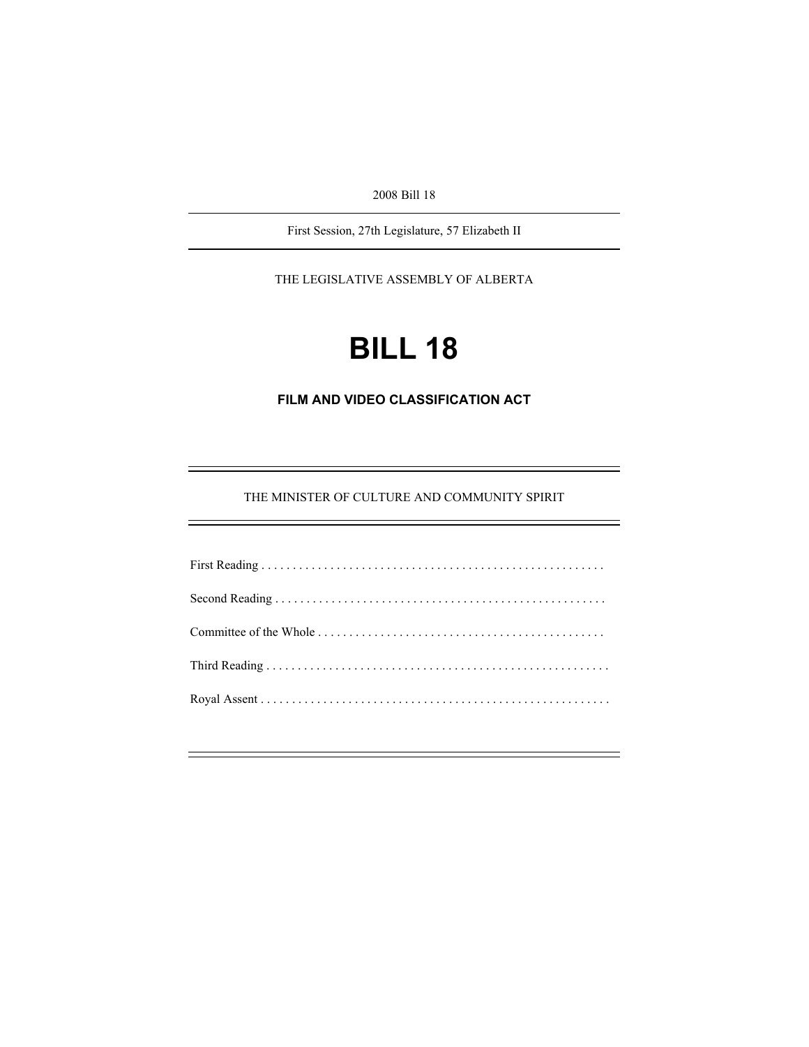2008 Bill 18

---

First Session, 27th Legislature, 57 Elizabeth II

---

THE LEGISLATIVE ASSEMBLY OF ALBERTA

# BILL 18

## FILM AND VIDEO CLASSIFICATION ACT

---

THE MINISTER OF CULTURE AND COMMUNITY SPIRIT

---

First Reading . . . . . . . . . . . . . . . . . . . . . . . . . . . . . . . . . . . . . . . . . . . . . . . . . . . . . . .

Second Reading . . . . . . . . . . . . . . . . . . . . . . . . . . . . . . . . . . . . . . . . . . . . . . . . . . . . .

Committee of the Whole . . . . . . . . . . . . . . . . . . . . . . . . . . . . . . . . . . . . . . . . . . . . . .

Third Reading . . . . . . . . . . . . . . . . . . . . . . . . . . . . . . . . . . . . . . . . . . . . . . . . . . . . . . . .

Royal Assent . . . . . . . . . . . . . . . . . . . . . . . . . . . . . . . . . . . . . . . . . . . . . . . . . . . . . . . .

---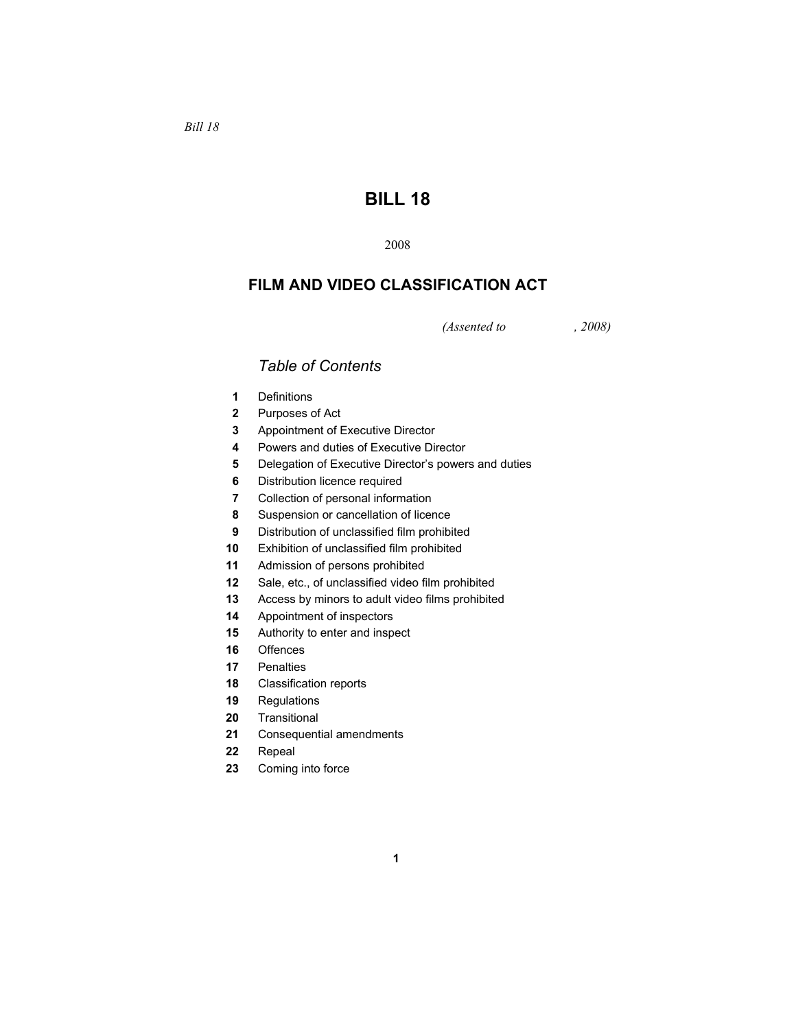*Bill 18*

# BILL 18

2008

## FILM AND VIDEO CLASSIFICATION ACT

*(Assented to , 2008)*

### *Table of Contents*

**1** Definitions
**2** Purposes of Act
**3** Appointment of Executive Director
**4** Powers and duties of Executive Director
**5** Delegation of Executive Director's powers and duties
**6** Distribution licence required
**7** Collection of personal information
**8** Suspension or cancellation of licence
**9** Distribution of unclassified film prohibited
**10** Exhibition of unclassified film prohibited
**11** Admission of persons prohibited
**12** Sale, etc., of unclassified video film prohibited
**13** Access by minors to adult video films prohibited
**14** Appointment of inspectors
**15** Authority to enter and inspect
**16** Offences
**17** Penalties
**18** Classification reports
**19** Regulations
**20** Transitional
**21** Consequential amendments
**22** Repeal
**23** Coming into force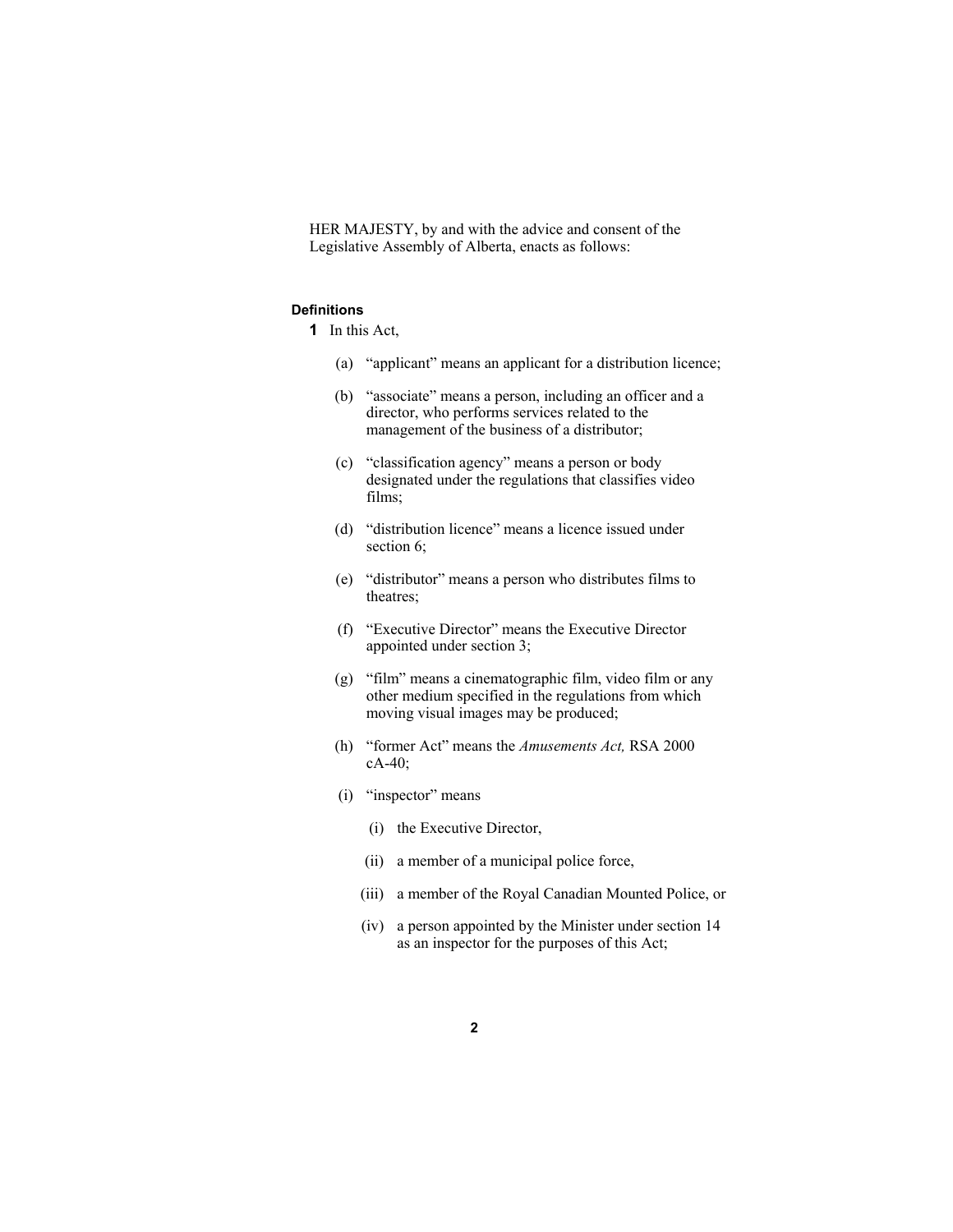HER MAJESTY, by and with the advice and consent of the Legislative Assembly of Alberta, enacts as follows:

**Definitions**

**1** In this Act,

- (a) "applicant" means an applicant for a distribution licence;
- (b) "associate" means a person, including an officer and a director, who performs services related to the management of the business of a distributor;
- (c) "classification agency" means a person or body designated under the regulations that classifies video films;
- (d) "distribution licence" means a licence issued under section 6;
- (e) "distributor" means a person who distributes films to theatres;
- (f) "Executive Director" means the Executive Director appointed under section 3;
- (g) "film" means a cinematographic film, video film or any other medium specified in the regulations from which moving visual images may be produced;
- (h) "former Act" means the *Amusements Act,* RSA 2000 cA-40;
- (i) "inspector" means
  - (i) the Executive Director,
  - (ii) a member of a municipal police force,
  - (iii) a member of the Royal Canadian Mounted Police, or
  - (iv) a person appointed by the Minister under section 14 as an inspector for the purposes of this Act;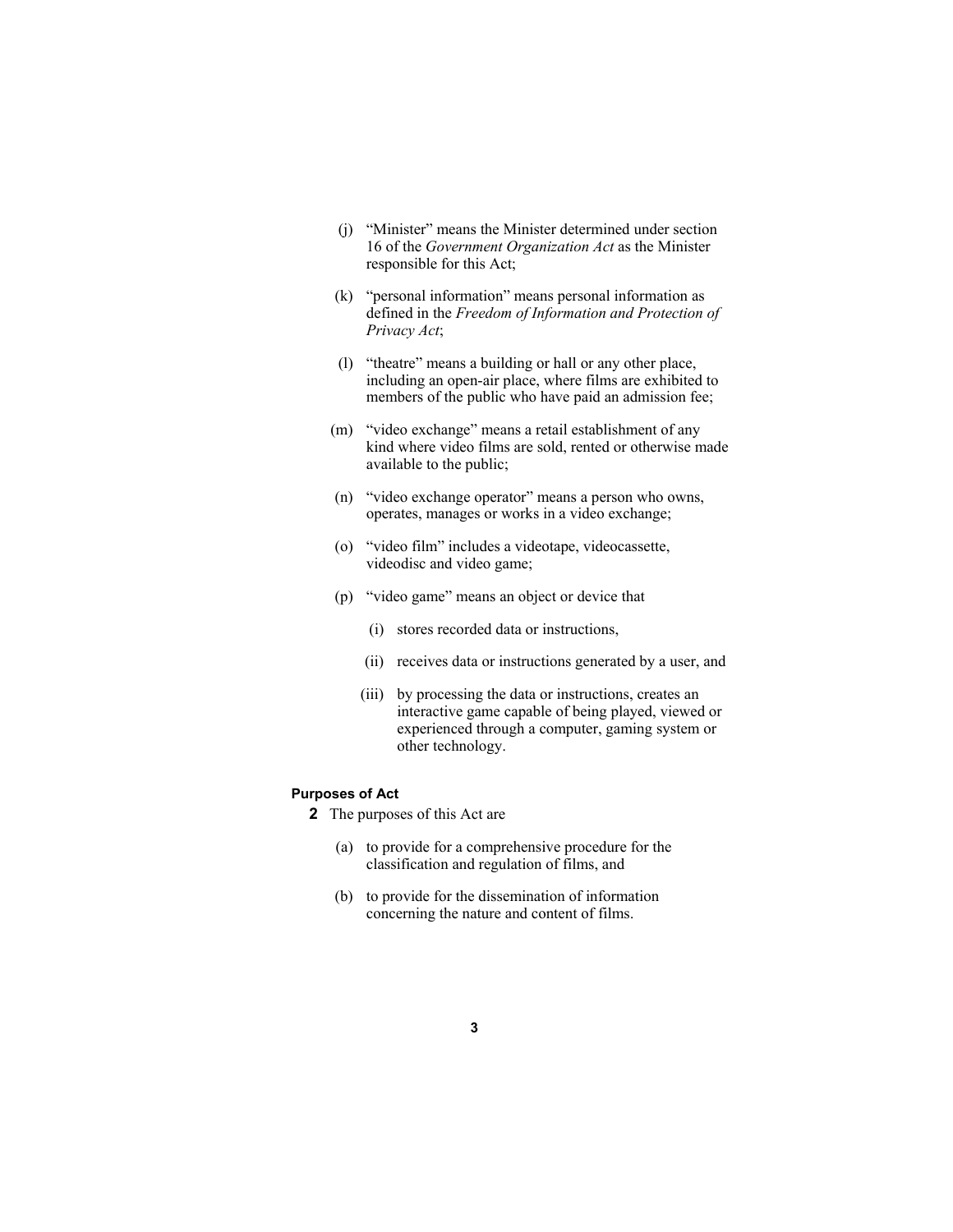(j) “Minister” means the Minister determined under section 16 of the *Government Organization Act* as the Minister responsible for this Act;

(k) “personal information” means personal information as defined in the *Freedom of Information and Protection of Privacy Act*;

(l) “theatre” means a building or hall or any other place, including an open-air place, where films are exhibited to members of the public who have paid an admission fee;

(m) “video exchange” means a retail establishment of any kind where video films are sold, rented or otherwise made available to the public;

(n) “video exchange operator” means a person who owns, operates, manages or works in a video exchange;

(o) “video film” includes a videotape, videocassette, videodisc and video game;

(p) “video game” means an object or device that

(i) stores recorded data or instructions,

(ii) receives data or instructions generated by a user, and

(iii) by processing the data or instructions, creates an interactive game capable of being played, viewed or experienced through a computer, gaming system or other technology.

**Purposes of Act**

**2** The purposes of this Act are

(a) to provide for a comprehensive procedure for the classification and regulation of films, and

(b) to provide for the dissemination of information concerning the nature and content of films.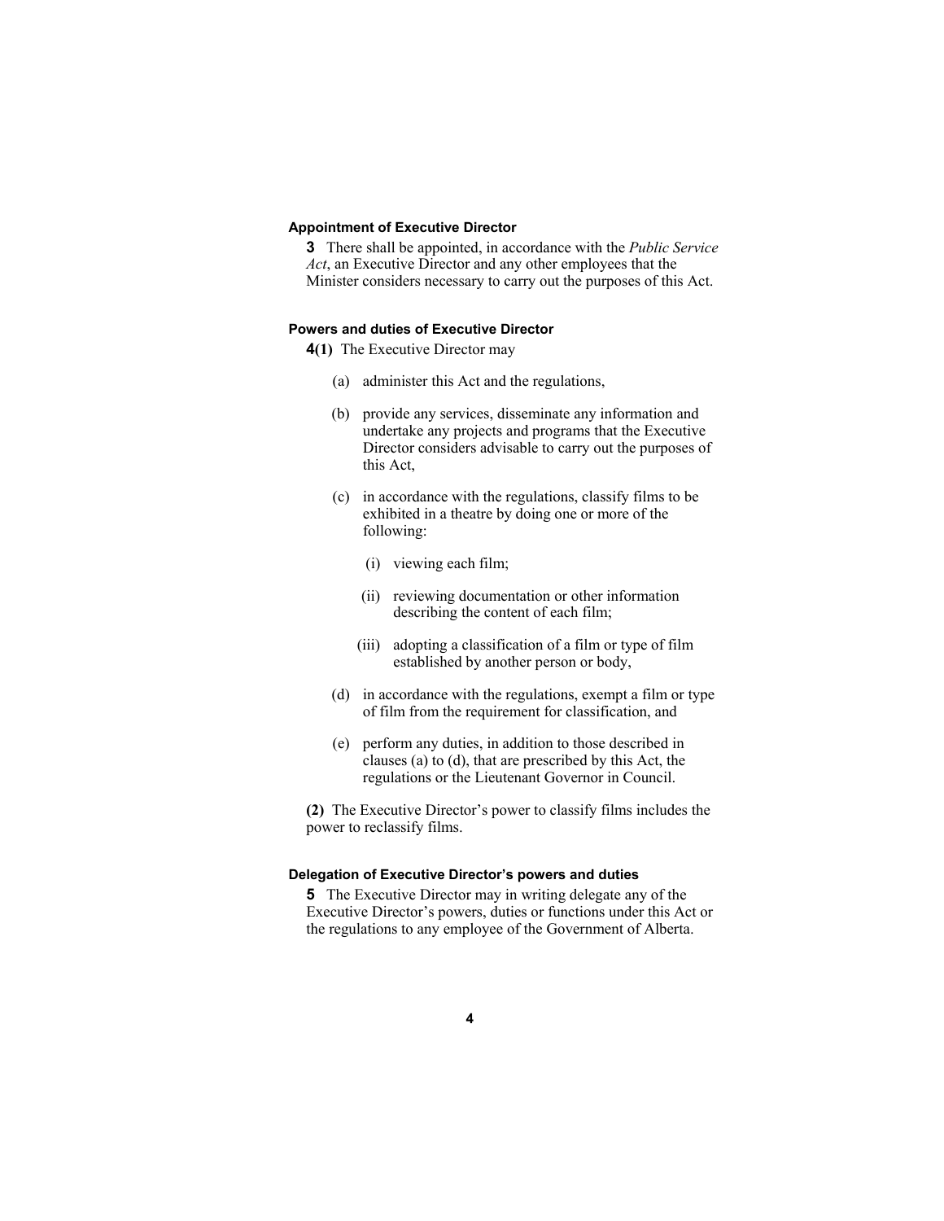### Appointment of Executive Director

**3** There shall be appointed, in accordance with the *Public Service Act*, an Executive Director and any other employees that the Minister considers necessary to carry out the purposes of this Act.

### Powers and duties of Executive Director

**4(1)** The Executive Director may

(a) administer this Act and the regulations,

(b) provide any services, disseminate any information and undertake any projects and programs that the Executive Director considers advisable to carry out the purposes of this Act,

(c) in accordance with the regulations, classify films to be exhibited in a theatre by doing one or more of the following:

(i) viewing each film;

(ii) reviewing documentation or other information describing the content of each film;

(iii) adopting a classification of a film or type of film established by another person or body,

(d) in accordance with the regulations, exempt a film or type of film from the requirement for classification, and

(e) perform any duties, in addition to those described in clauses (a) to (d), that are prescribed by this Act, the regulations or the Lieutenant Governor in Council.

**(2)** The Executive Director's power to classify films includes the power to reclassify films.

### Delegation of Executive Director's powers and duties

**5** The Executive Director may in writing delegate any of the Executive Director's powers, duties or functions under this Act or the regulations to any employee of the Government of Alberta.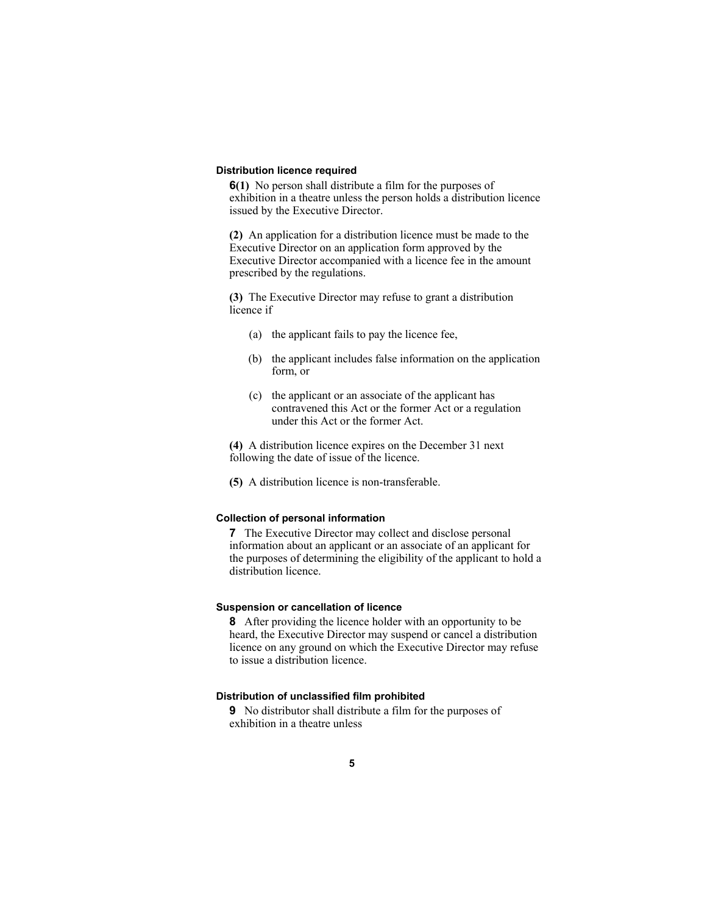### Distribution licence required

**6(1)** No person shall distribute a film for the purposes of exhibition in a theatre unless the person holds a distribution licence issued by the Executive Director.

**(2)** An application for a distribution licence must be made to the Executive Director on an application form approved by the Executive Director accompanied with a licence fee in the amount prescribed by the regulations.

**(3)** The Executive Director may refuse to grant a distribution licence if

- (a) the applicant fails to pay the licence fee,
- (b) the applicant includes false information on the application form, or
- (c) the applicant or an associate of the applicant has contravened this Act or the former Act or a regulation under this Act or the former Act.

**(4)** A distribution licence expires on the December 31 next following the date of issue of the licence.

**(5)** A distribution licence is non-transferable.

### Collection of personal information

**7** The Executive Director may collect and disclose personal information about an applicant or an associate of an applicant for the purposes of determining the eligibility of the applicant to hold a distribution licence.

### Suspension or cancellation of licence

**8** After providing the licence holder with an opportunity to be heard, the Executive Director may suspend or cancel a distribution licence on any ground on which the Executive Director may refuse to issue a distribution licence.

### Distribution of unclassified film prohibited

**9** No distributor shall distribute a film for the purposes of exhibition in a theatre unless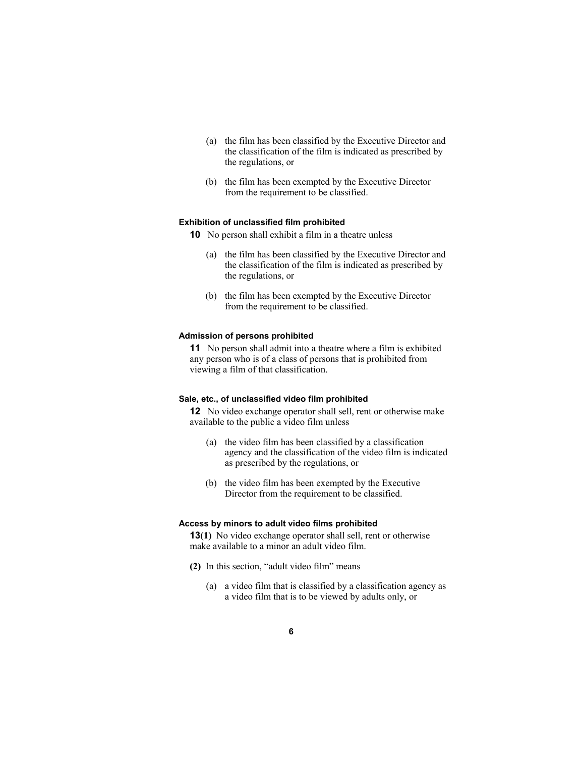(a) the film has been classified by the Executive Director and the classification of the film is indicated as prescribed by the regulations, or

(b) the film has been exempted by the Executive Director from the requirement to be classified.

**Exhibition of unclassified film prohibited**

**10** No person shall exhibit a film in a theatre unless

(a) the film has been classified by the Executive Director and the classification of the film is indicated as prescribed by the regulations, or

(b) the film has been exempted by the Executive Director from the requirement to be classified.

**Admission of persons prohibited**

**11** No person shall admit into a theatre where a film is exhibited any person who is of a class of persons that is prohibited from viewing a film of that classification.

**Sale, etc., of unclassified video film prohibited**

**12** No video exchange operator shall sell, rent or otherwise make available to the public a video film unless

(a) the video film has been classified by a classification agency and the classification of the video film is indicated as prescribed by the regulations, or

(b) the video film has been exempted by the Executive Director from the requirement to be classified.

**Access by minors to adult video films prohibited**

**13(1)** No video exchange operator shall sell, rent or otherwise make available to a minor an adult video film.

**(2)** In this section, “adult video film” means

(a) a video film that is classified by a classification agency as a video film that is to be viewed by adults only, or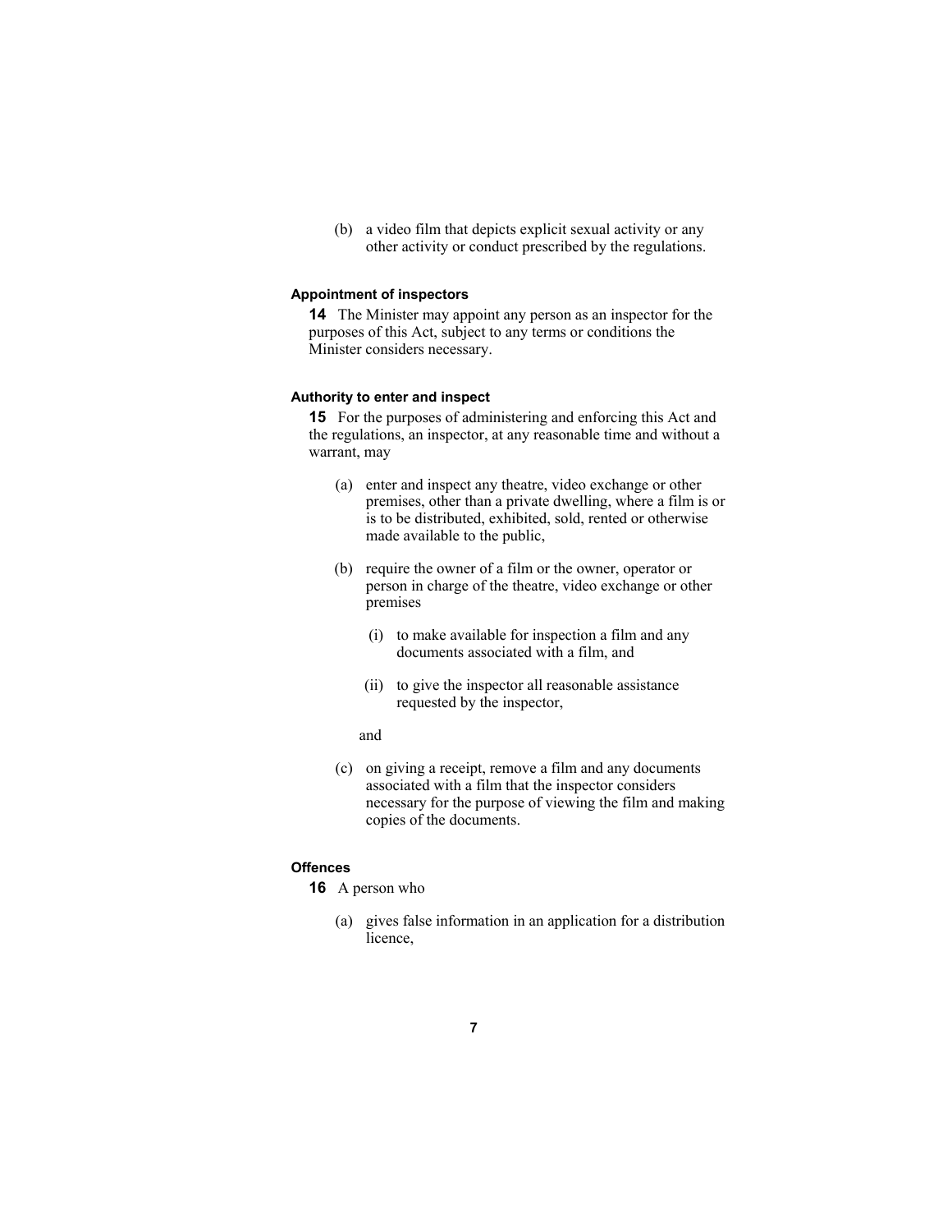(b) a video film that depicts explicit sexual activity or any other activity or conduct prescribed by the regulations.

#### Appointment of inspectors

**14** The Minister may appoint any person as an inspector for the purposes of this Act, subject to any terms or conditions the Minister considers necessary.

#### Authority to enter and inspect

**15** For the purposes of administering and enforcing this Act and the regulations, an inspector, at any reasonable time and without a warrant, may

(a) enter and inspect any theatre, video exchange or other premises, other than a private dwelling, where a film is or is to be distributed, exhibited, sold, rented or otherwise made available to the public,

(b) require the owner of a film or the owner, operator or person in charge of the theatre, video exchange or other premises

(i) to make available for inspection a film and any documents associated with a film, and

(ii) to give the inspector all reasonable assistance requested by the inspector,

and

(c) on giving a receipt, remove a film and any documents associated with a film that the inspector considers necessary for the purpose of viewing the film and making copies of the documents.

#### Offences

**16** A person who

(a) gives false information in an application for a distribution licence,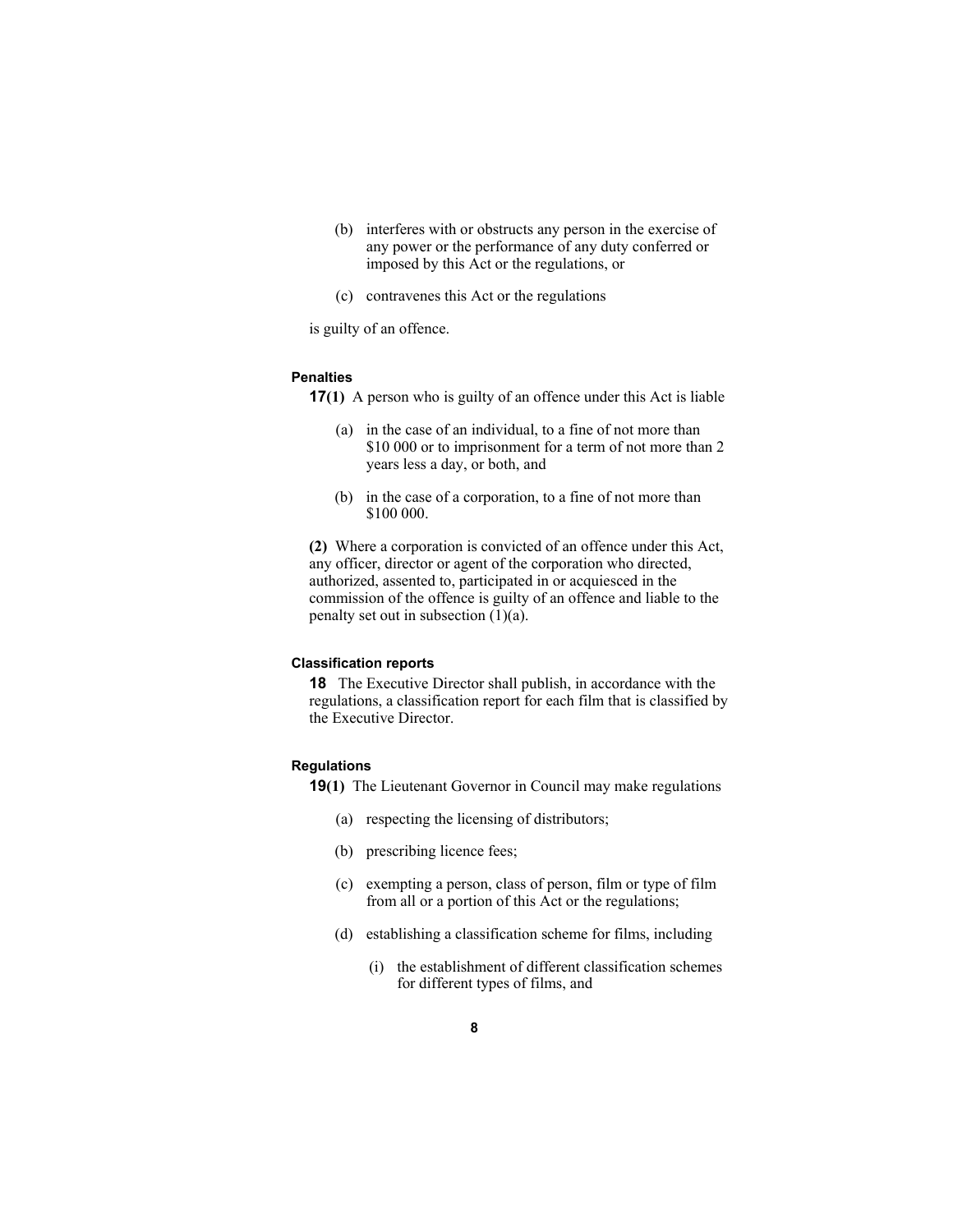(b) interferes with or obstructs any person in the exercise of any power or the performance of any duty conferred or imposed by this Act or the regulations, or

(c) contravenes this Act or the regulations

is guilty of an offence.

#### Penalties

**17(1)** A person who is guilty of an offence under this Act is liable

(a) in the case of an individual, to a fine of not more than $10 000 or to imprisonment for a term of not more than 2 years less a day, or both, and

(b) in the case of a corporation, to a fine of not more than $100 000.

**(2)** Where a corporation is convicted of an offence under this Act, any officer, director or agent of the corporation who directed, authorized, assented to, participated in or acquiesced in the commission of the offence is guilty of an offence and liable to the penalty set out in subsection (1)(a).

#### Classification reports

**18** The Executive Director shall publish, in accordance with the regulations, a classification report for each film that is classified by the Executive Director.

#### Regulations

**19(1)** The Lieutenant Governor in Council may make regulations

(a) respecting the licensing of distributors;

(b) prescribing licence fees;

(c) exempting a person, class of person, film or type of film from all or a portion of this Act or the regulations;

(d) establishing a classification scheme for films, including

(i) the establishment of different classification schemes for different types of films, and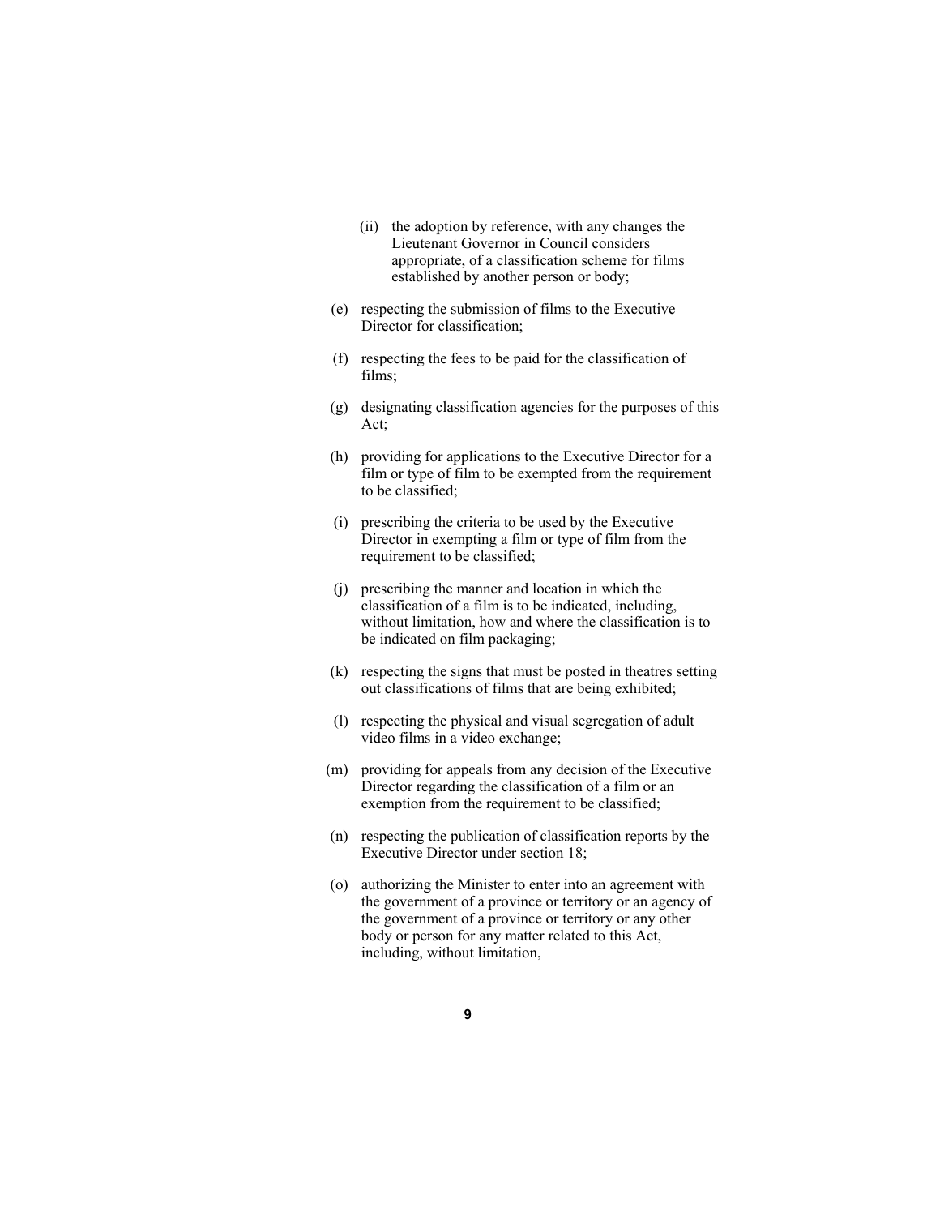(ii) the adoption by reference, with any changes the Lieutenant Governor in Council considers appropriate, of a classification scheme for films established by another person or body;

(e) respecting the submission of films to the Executive Director for classification;

(f) respecting the fees to be paid for the classification of films;

(g) designating classification agencies for the purposes of this Act;

(h) providing for applications to the Executive Director for a film or type of film to be exempted from the requirement to be classified;

(i) prescribing the criteria to be used by the Executive Director in exempting a film or type of film from the requirement to be classified;

(j) prescribing the manner and location in which the classification of a film is to be indicated, including, without limitation, how and where the classification is to be indicated on film packaging;

(k) respecting the signs that must be posted in theatres setting out classifications of films that are being exhibited;

(l) respecting the physical and visual segregation of adult video films in a video exchange;

(m) providing for appeals from any decision of the Executive Director regarding the classification of a film or an exemption from the requirement to be classified;

(n) respecting the publication of classification reports by the Executive Director under section 18;

(o) authorizing the Minister to enter into an agreement with the government of a province or territory or an agency of the government of a province or territory or any other body or person for any matter related to this Act, including, without limitation,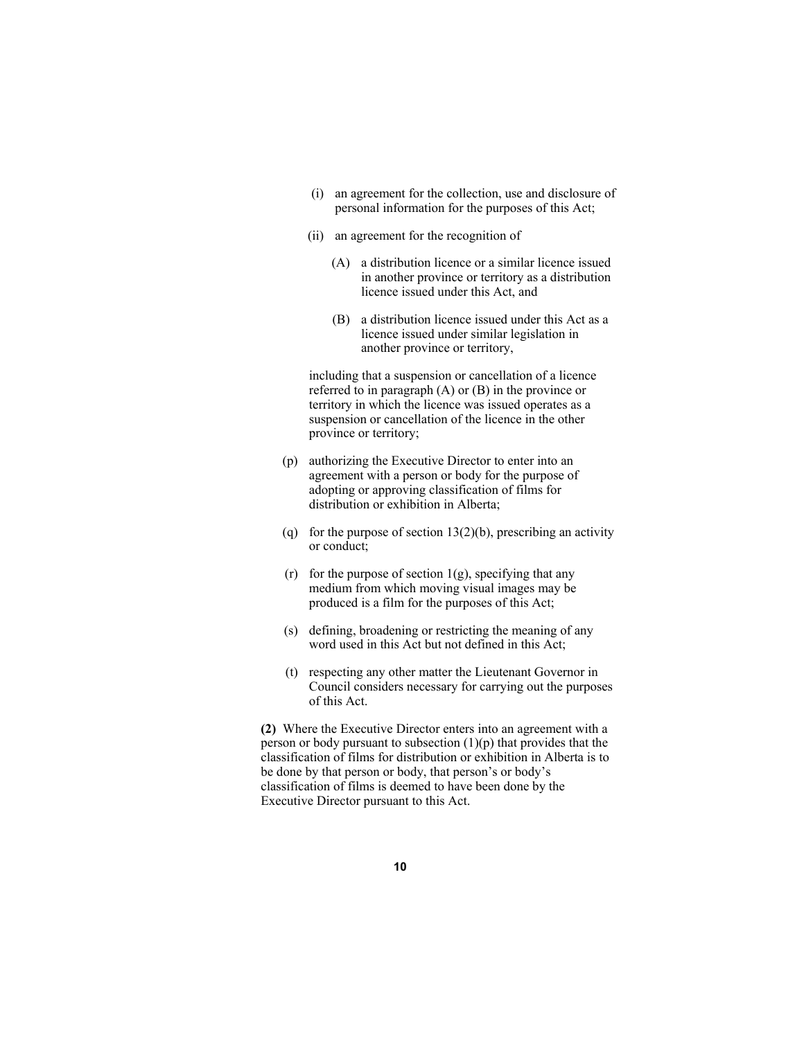(i) an agreement for the collection, use and disclosure of personal information for the purposes of this Act;

(ii) an agreement for the recognition of

(A) a distribution licence or a similar licence issued in another province or territory as a distribution licence issued under this Act, and

(B) a distribution licence issued under this Act as a licence issued under similar legislation in another province or territory,

including that a suspension or cancellation of a licence referred to in paragraph (A) or (B) in the province or territory in which the licence was issued operates as a suspension or cancellation of the licence in the other province or territory;

(p) authorizing the Executive Director to enter into an agreement with a person or body for the purpose of adopting or approving classification of films for distribution or exhibition in Alberta;

(q) for the purpose of section 13(2)(b), prescribing an activity or conduct;

(r) for the purpose of section 1(g), specifying that any medium from which moving visual images may be produced is a film for the purposes of this Act;

(s) defining, broadening or restricting the meaning of any word used in this Act but not defined in this Act;

(t) respecting any other matter the Lieutenant Governor in Council considers necessary for carrying out the purposes of this Act.

**(2)** Where the Executive Director enters into an agreement with a person or body pursuant to subsection (1)(p) that provides that the classification of films for distribution or exhibition in Alberta is to be done by that person or body, that person's or body's classification of films is deemed to have been done by the Executive Director pursuant to this Act.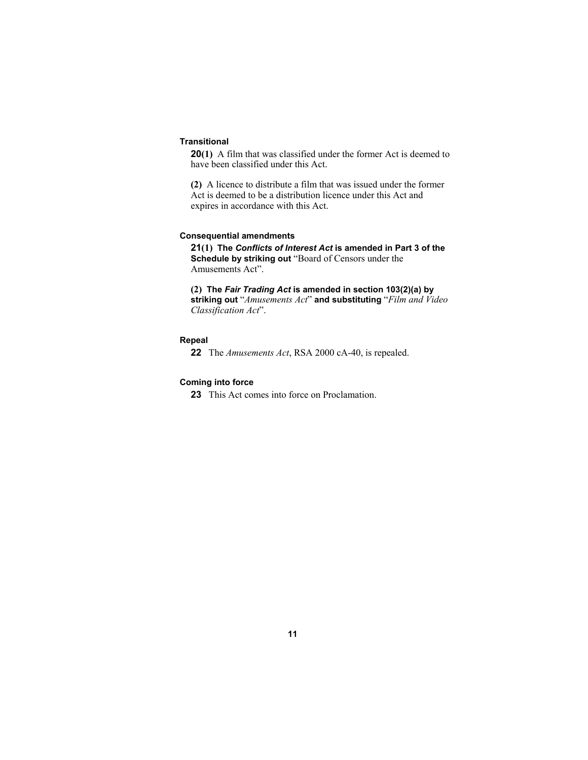**Transitional**

**20(1)** A film that was classified under the former Act is deemed to have been classified under this Act.

**(2)** A licence to distribute a film that was issued under the former Act is deemed to be a distribution licence under this Act and expires in accordance with this Act.

**Consequential amendments**

**21(1) The *Conflicts of Interest Act* is amended in Part 3 of the Schedule by striking out** "Board of Censors under the Amusements Act".

**(2) The *Fair Trading Act* is amended in section 103(2)(a) by striking out** "*Amusements Act*" **and substituting** "*Film and Video Classification Act*".

**Repeal**

**22** The *Amusements Act*, RSA 2000 cA-40, is repealed.

**Coming into force**

**23** This Act comes into force on Proclamation.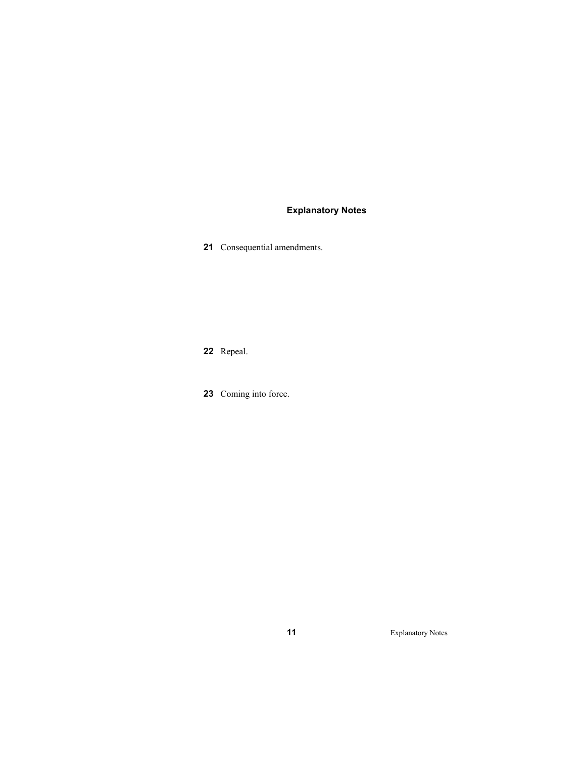## Explanatory Notes

**21** Consequential amendments.

**22** Repeal.

**23** Coming into force.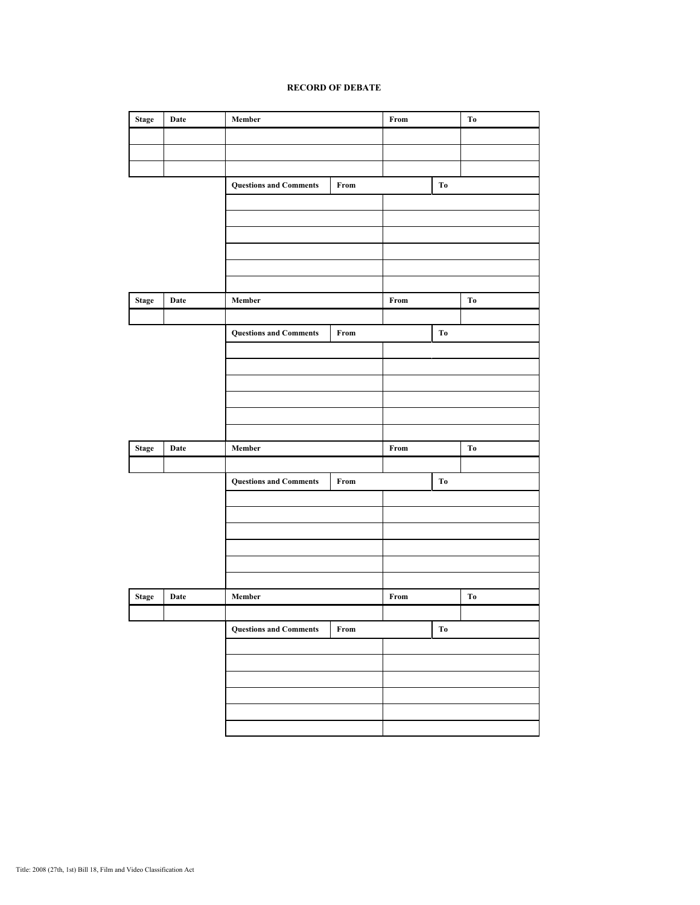**RECORD OF DEBATE**

| Stage | Date | Member | From | To |
|---|---|---|---|---|
| | | | | |
| | | | | |
| | | | | |

| Questions and Comments | From | To |
|---|---|---|
| | | |
| | | |
| | | |
| | | |
| | | |
| | | |

| Stage | Date | Member | From | To |
|---|---|---|---|---|
| | | | | |

| Questions and Comments | From | To |
|---|---|---|
| | | |
| | | |
| | | |
| | | |
| | | |
| | | |

| Stage | Date | Member | From | To |
|---|---|---|---|---|
| | | | | |

| Questions and Comments | From | To |
|---|---|---|
| | | |
| | | |
| | | |
| | | |
| | | |
| | | |

| Stage | Date | Member | From | To |
|---|---|---|---|---|
| | | | | |

| Questions and Comments | From | To |
|---|---|---|
| | | |
| | | |
| | | |
| | | |
| | | |
| | | |

Title: 2008 (27th, 1st) Bill 18, Film and Video Classification Act